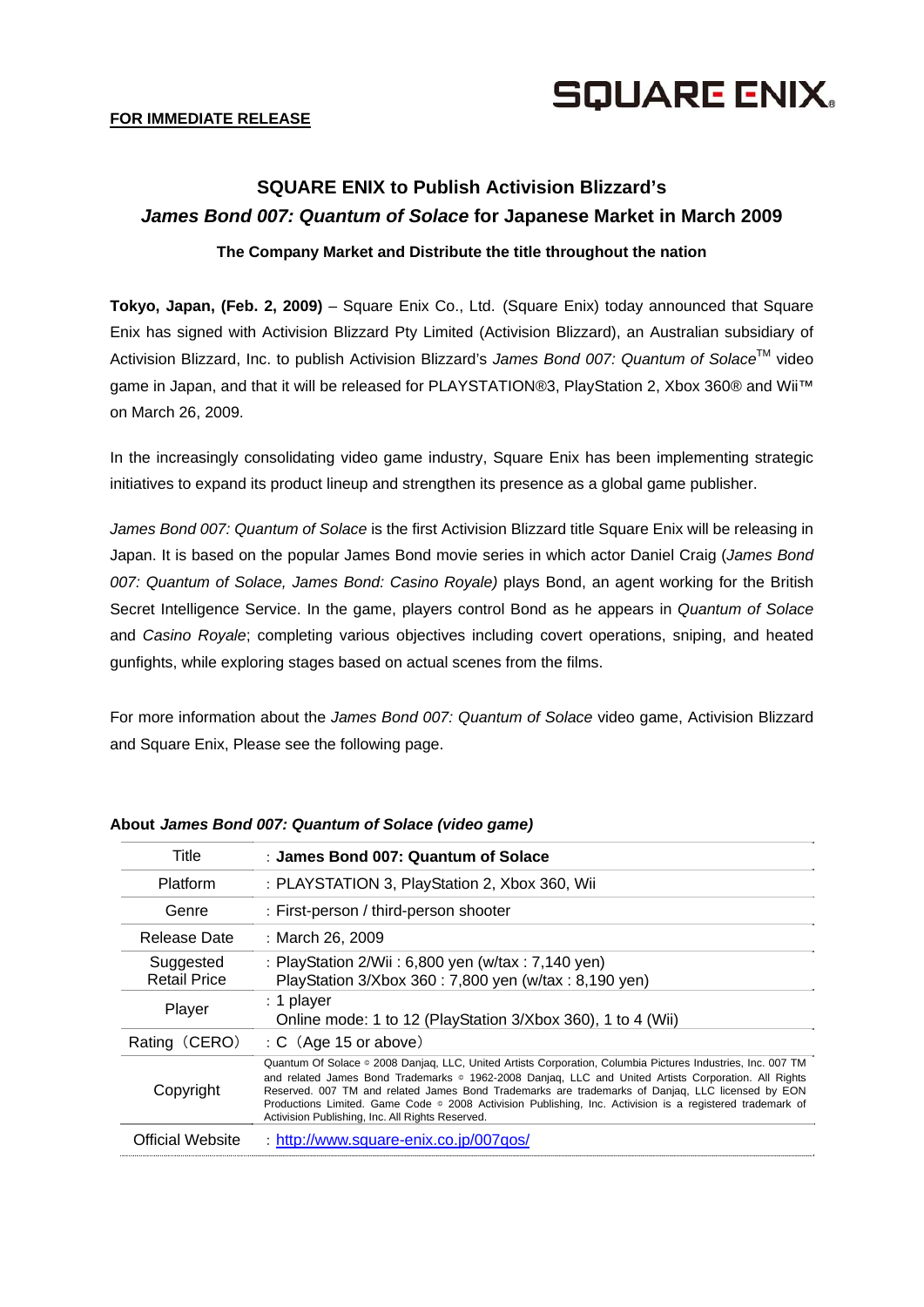**SQUARE ENIX**

**FOR IMMEDIATE RELEASE**

# SQUARE ENIX to Publish Activision Blizzard's *James Bond 007: Quantum of Solace* for Japanese Market in March 2009

**The Company Market and Distribute the title throughout the nation**

**Tokyo, Japan, (Feb. 2, 2009)** – Square Enix Co., Ltd. (Square Enix) today announced that Square Enix has signed with Activision Blizzard Pty Limited (Activision Blizzard), an Australian subsidiary of Activision Blizzard, Inc. to publish Activision Blizzard's *James Bond 007: Quantum of Solace*™ video game in Japan, and that it will be released for PLAYSTATION®3, PlayStation 2, Xbox 360® and Wii™ on March 26, 2009.

In the increasingly consolidating video game industry, Square Enix has been implementing strategic initiatives to expand its product lineup and strengthen its presence as a global game publisher.

*James Bond 007: Quantum of Solace* is the first Activision Blizzard title Square Enix will be releasing in Japan. It is based on the popular James Bond movie series in which actor Daniel Craig (*James Bond 007: Quantum of Solace, James Bond: Casino Royale)* plays Bond, an agent working for the British Secret Intelligence Service. In the game, players control Bond as he appears in *Quantum of Solace* and *Casino Royale*; completing various objectives including covert operations, sniping, and heated gunfights, while exploring stages based on actual scenes from the films.

For more information about the *James Bond 007: Quantum of Solace* video game, Activision Blizzard and Square Enix, Please see the following page.

**About *James Bond 007: Quantum of Solace (video game)***

| | |
|---|---|
| Title | : **James Bond 007: Quantum of Solace** |
| Platform | : PLAYSTATION 3, PlayStation 2, Xbox 360, Wii |
| Genre | : First-person / third-person shooter |
| Release Date | : March 26, 2009 |
| Suggested Retail Price | : PlayStation 2/Wii : 6,800 yen (w/tax : 7,140 yen)<br>PlayStation 3/Xbox 360 : 7,800 yen (w/tax : 8,190 yen) |
| Player | : 1 player<br>Online mode: 1 to 12 (PlayStation 3/Xbox 360), 1 to 4 (Wii) |
| Rating（CERO） | : C（Age 15 or above） |
| Copyright | Quantum Of Solace © 2008 Danjaq, LLC, United Artists Corporation, Columbia Pictures Industries, Inc. 007 TM and related James Bond Trademarks © 1962-2008 Danjaq, LLC and United Artists Corporation. All Rights Reserved. 007 TM and related James Bond Trademarks are trademarks of Danjaq, LLC licensed by EON Productions Limited. Game Code © 2008 Activision Publishing, Inc. Activision is a registered trademark of Activision Publishing, Inc. All Rights Reserved. |
| Official Website | : http://www.square-enix.co.jp/007qos/ |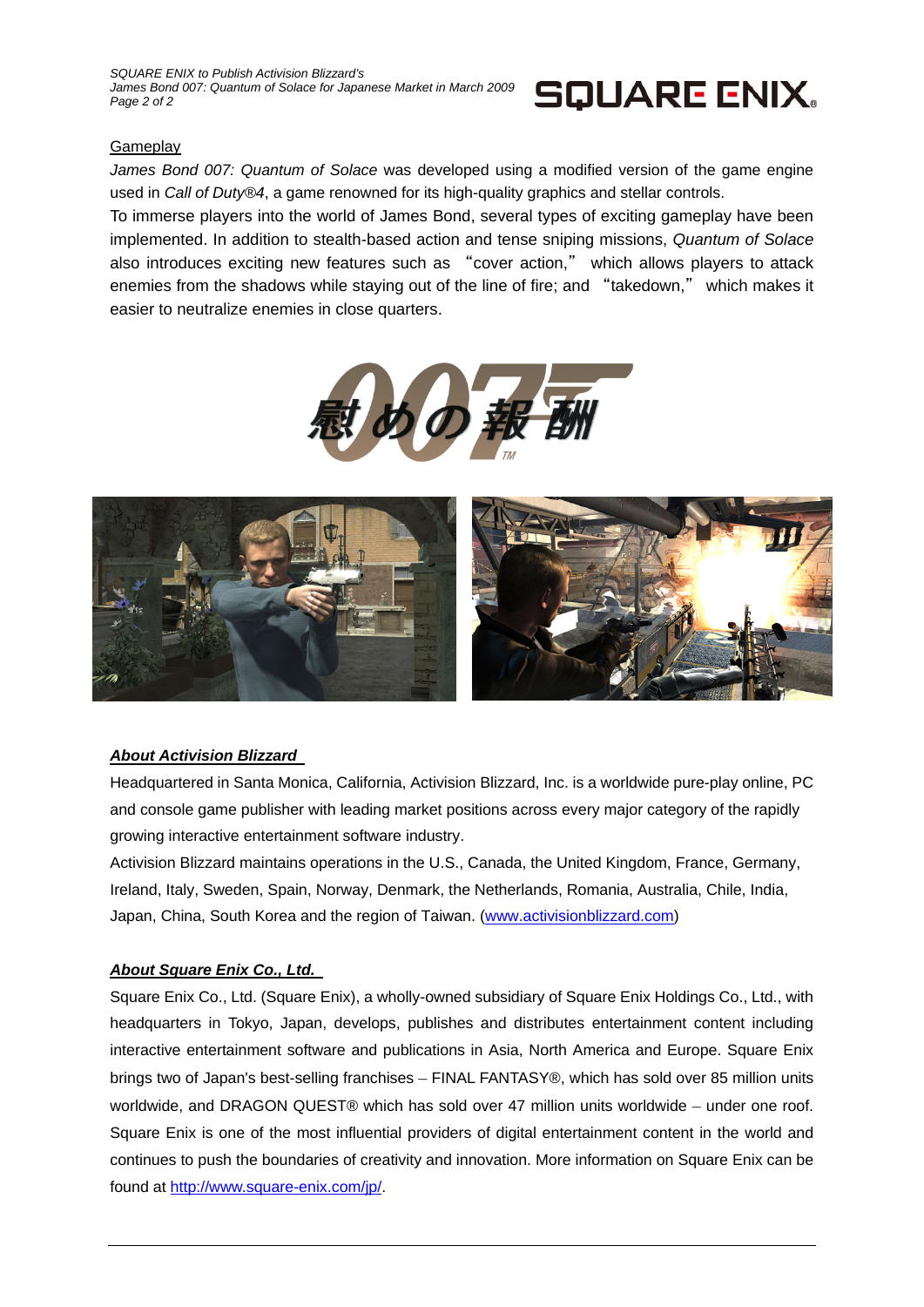Gameplay

*James Bond 007: Quantum of Solace* was developed using a modified version of the game engine used in *Call of Duty®4*, a game renowned for its high-quality graphics and stellar controls.

To immerse players into the world of James Bond, several types of exciting gameplay have been implemented. In addition to stealth-based action and tense sniping missions, *Quantum of Solace* also introduces exciting new features such as “cover action,” which allows players to attack enemies from the shadows while staying out of the line of fire; and “takedown,” which makes it easier to neutralize enemies in close quarters.

***About Activision Blizzard***

Headquartered in Santa Monica, California, Activision Blizzard, Inc. is a worldwide pure-play online, PC and console game publisher with leading market positions across every major category of the rapidly growing interactive entertainment software industry.

Activision Blizzard maintains operations in the U.S., Canada, the United Kingdom, France, Germany, Ireland, Italy, Sweden, Spain, Norway, Denmark, the Netherlands, Romania, Australia, Chile, India, Japan, China, South Korea and the region of Taiwan. (www.activisionblizzard.com)

***About Square Enix Co., Ltd.***

Square Enix Co., Ltd. (Square Enix), a wholly-owned subsidiary of Square Enix Holdings Co., Ltd., with headquarters in Tokyo, Japan, develops, publishes and distributes entertainment content including interactive entertainment software and publications in Asia, North America and Europe. Square Enix brings two of Japan's best-selling franchises – FINAL FANTASY®, which has sold over 85 million units worldwide, and DRAGON QUEST® which has sold over 47 million units worldwide – under one roof. Square Enix is one of the most influential providers of digital entertainment content in the world and continues to push the boundaries of creativity and innovation. More information on Square Enix can be found at http://www.square-enix.com/jp/.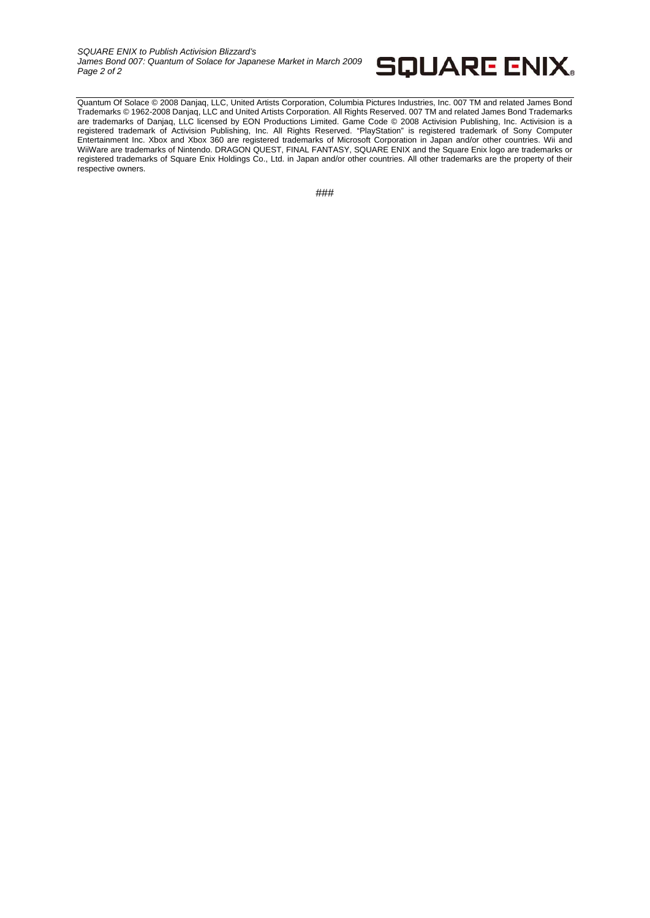Quantum Of Solace © 2008 Danjaq, LLC, United Artists Corporation, Columbia Pictures Industries, Inc. 007 TM and related James Bond Trademarks © 1962-2008 Danjaq, LLC and United Artists Corporation. All Rights Reserved. 007 TM and related James Bond Trademarks are trademarks of Danjaq, LLC licensed by EON Productions Limited. Game Code © 2008 Activision Publishing, Inc. Activision is a registered trademark of Activision Publishing, Inc. All Rights Reserved. "PlayStation" is registered trademark of Sony Computer Entertainment Inc. Xbox and Xbox 360 are registered trademarks of Microsoft Corporation in Japan and/or other countries. Wii and WiiWare are trademarks of Nintendo. DRAGON QUEST, FINAL FANTASY, SQUARE ENIX and the Square Enix logo are trademarks or registered trademarks of Square Enix Holdings Co., Ltd. in Japan and/or other countries. All other trademarks are the property of their respective owners.

###